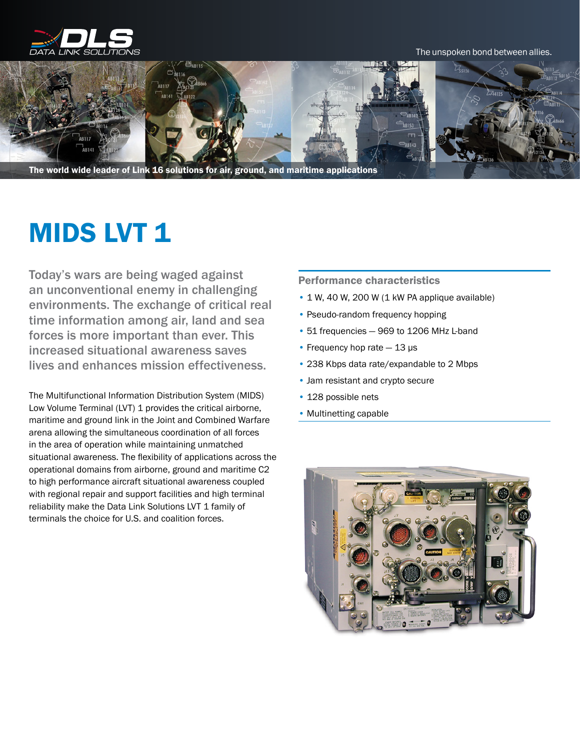DLS DATA LINK SOLUTIONS

The unspoken bond between allies.

**The world wide leader of Link 16 solutions for air, ground, and maritime applications**

# MIDS LVT 1

**Today's wars are being waged against an unconventional enemy in challenging environments. The exchange of critical real time information among air, land and sea forces is more important than ever. This increased situational awareness saves lives and enhances mission effectiveness.**

The Multifunctional Information Distribution System (MIDS) Low Volume Terminal (LVT) 1 provides the critical airborne, maritime and ground link in the Joint and Combined Warfare arena allowing the simultaneous coordination of all forces in the area of operation while maintaining unmatched situational awareness. The flexibility of applications across the operational domains from airborne, ground and maritime C2 to high performance aircraft situational awareness coupled with regional repair and support facilities and high terminal reliability make the Data Link Solutions LVT 1 family of terminals the choice for U.S. and coalition forces.

## Performance characteristics

- 1 W, 40 W, 200 W (1 kW PA applique available)
- Pseudo-random frequency hopping
- 51 frequencies — 969 to 1206 MHz L-band
- Frequency hop rate — 13 μs
- 238 Kbps data rate/expandable to 2 Mbps
- Jam resistant and crypto secure
- 128 possible nets
- Multinetting capable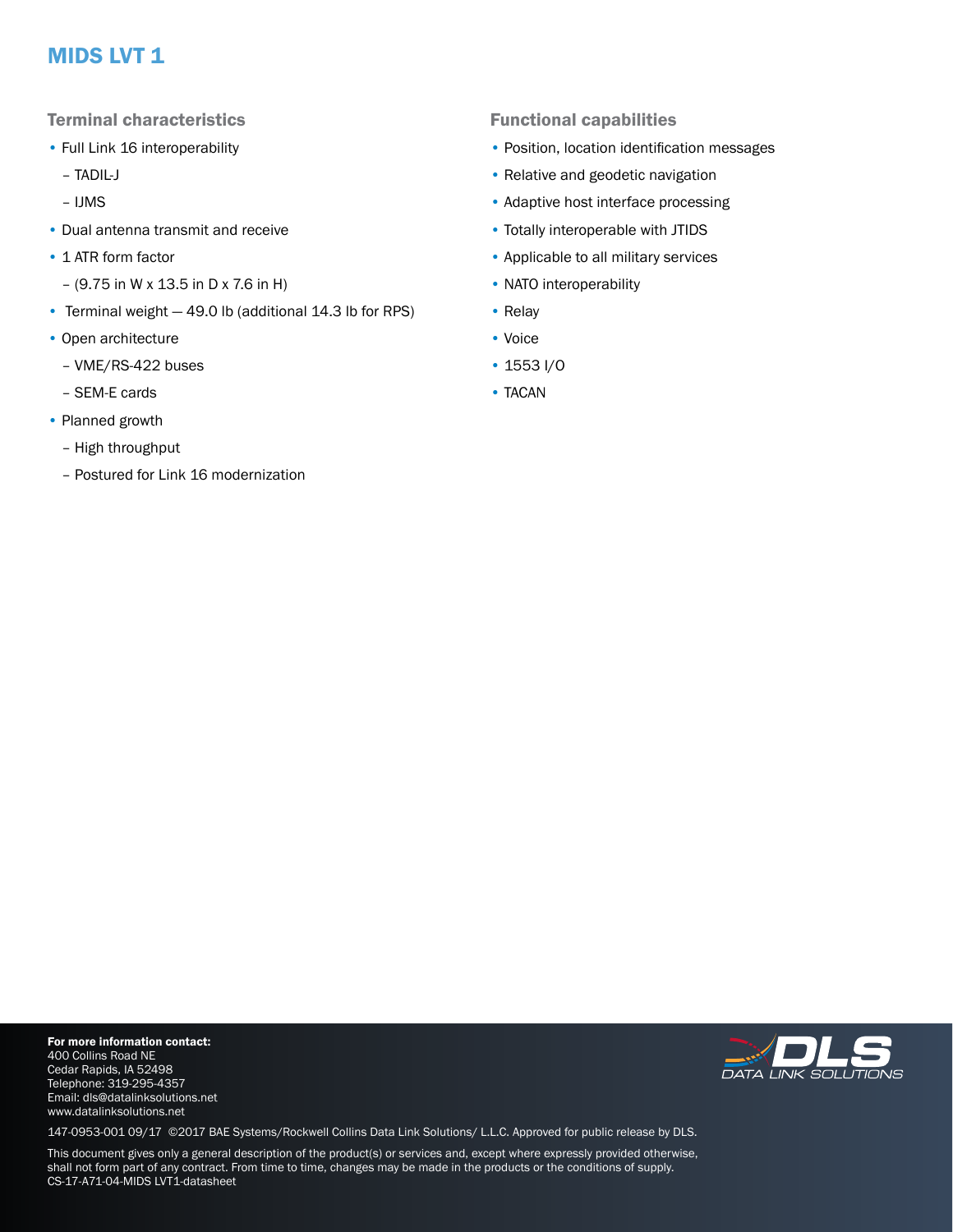# MIDS LVT 1

## Terminal characteristics

- Full Link 16 interoperability
  - TADIL-J
  - IJMS
- Dual antenna transmit and receive
- 1 ATR form factor
  - (9.75 in W x 13.5 in D x 7.6 in H)
- Terminal weight — 49.0 lb (additional 14.3 lb for RPS)
- Open architecture
  - VME/RS-422 buses
  - SEM-E cards
- Planned growth
  - High throughput
  - Postured for Link 16 modernization

## Functional capabilities

- Position, location identification messages
- Relative and geodetic navigation
- Adaptive host interface processing
- Totally interoperable with JTIDS
- Applicable to all military services
- NATO interoperability
- Relay
- Voice
- 1553 I/O
- TACAN

**For more information contact:**
400 Collins Road NE
Cedar Rapids, IA 52498
Telephone: 319-295-4357
Email: dls@datalinksolutions.net
www.datalinksolutions.net

DLS DATA LINK SOLUTIONS

147-0953-001 09/17 ©2017 BAE Systems/Rockwell Collins Data Link Solutions/ L.L.C. Approved for public release by DLS.

This document gives only a general description of the product(s) or services and, except where expressly provided otherwise, shall not form part of any contract. From time to time, changes may be made in the products or the conditions of supply.
CS-17-A71-04-MIDS LVT1-datasheet